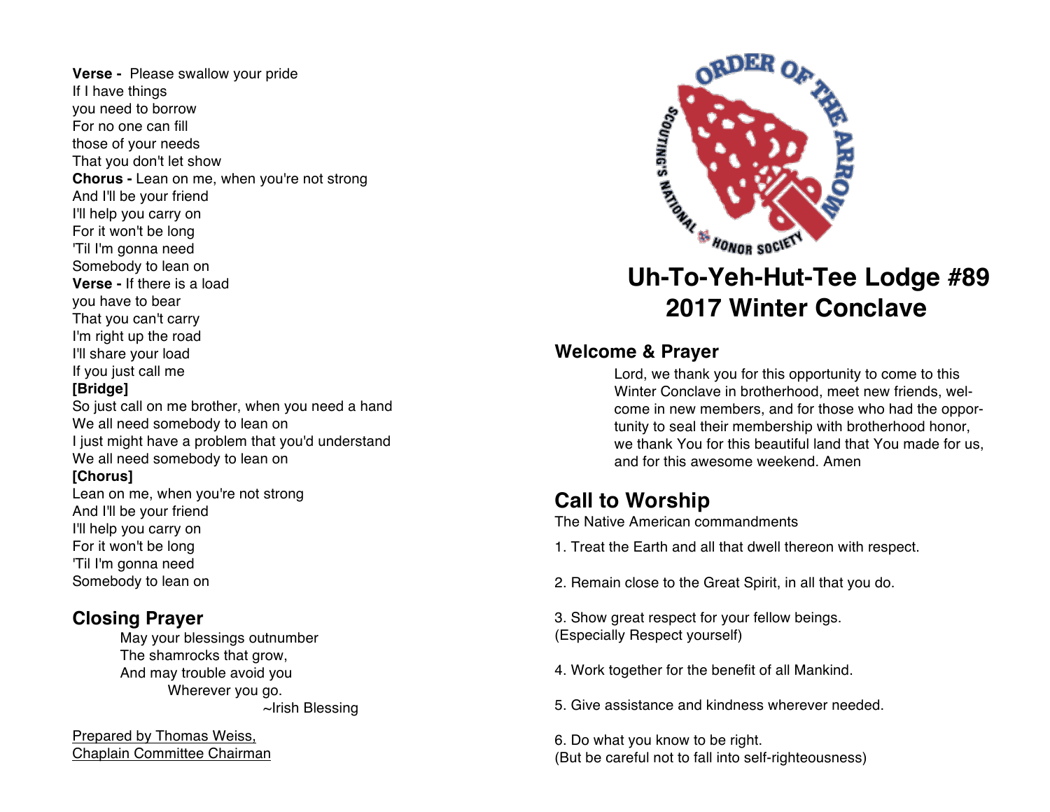**Verse -** Please swallow your pride
If I have things
you need to borrow
For no one can fill
those of your needs
That you don't let show
**Chorus -** Lean on me, when you're not strong
And I'll be your friend
I'll help you carry on
For it won't be long
'Til I'm gonna need
Somebody to lean on
**Verse -** If there is a load
you have to bear
That you can't carry
I'm right up the road
I'll share your load
If you just call me
**[Bridge]**
So just call on me brother, when you need a hand
We all need somebody to lean on
I just might have a problem that you'd understand
We all need somebody to lean on
**[Chorus]**
Lean on me, when you're not strong
And I'll be your friend
I'll help you carry on
For it won't be long
'Til I'm gonna need
Somebody to lean on

## Closing Prayer

May your blessings outnumber
The shamrocks that grow,
And may trouble avoid you
Wherever you go.
~Irish Blessing

Prepared by Thomas Weiss,
Chaplain Committee Chairman

ORDER OF THE ARROW
SCOUTING'S NATIONAL HONOR SOCIETY

# Uh-To-Yeh-Hut-Tee Lodge #89
# 2017 Winter Conclave

### Welcome & Prayer

Lord, we thank you for this opportunity to come to this Winter Conclave in brotherhood, meet new friends, welcome in new members, and for those who had the opportunity to seal their membership with brotherhood honor, we thank You for this beautiful land that You made for us, and for this awesome weekend. Amen

## Call to Worship

The Native American commandments

1. Treat the Earth and all that dwell thereon with respect.

2. Remain close to the Great Spirit, in all that you do.

3. Show great respect for your fellow beings.
(Especially Respect yourself)

4. Work together for the benefit of all Mankind.

5. Give assistance and kindness wherever needed.

6. Do what you know to be right.
(But be careful not to fall into self-righteousness)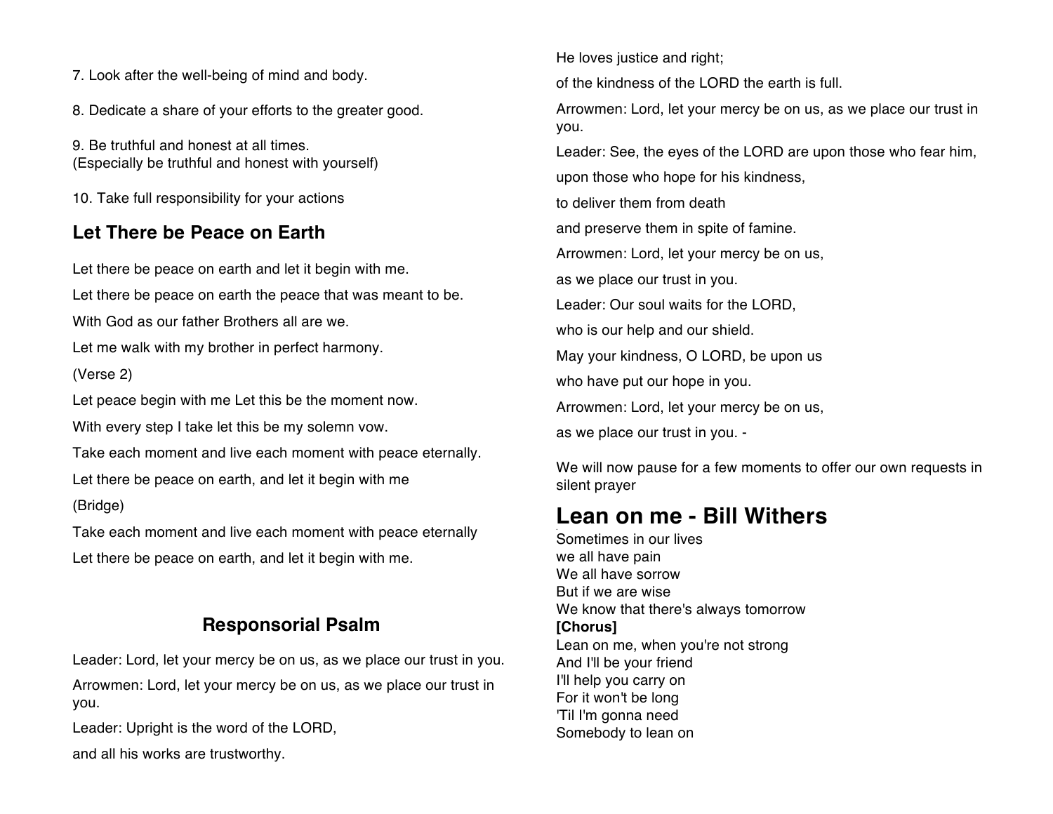7. Look after the well-being of mind and body.

8. Dedicate a share of your efforts to the greater good.

9. Be truthful and honest at all times.
(Especially be truthful and honest with yourself)

10. Take full responsibility for your actions

## Let There be Peace on Earth

Let there be peace on earth and let it begin with me.

Let there be peace on earth the peace that was meant to be.

With God as our father Brothers all are we.

Let me walk with my brother in perfect harmony.

(Verse 2)

Let peace begin with me Let this be the moment now.

With every step I take let this be my solemn vow.

Take each moment and live each moment with peace eternally.

Let there be peace on earth, and let it begin with me

(Bridge)

Take each moment and live each moment with peace eternally

Let there be peace on earth, and let it begin with me.

## Responsorial Psalm

Leader: Lord, let your mercy be on us, as we place our trust in you.

Arrowmen: Lord, let your mercy be on us, as we place our trust in you.

Leader: Upright is the word of the LORD,

and all his works are trustworthy.

He loves justice and right;

of the kindness of the LORD the earth is full.

Arrowmen: Lord, let your mercy be on us, as we place our trust in you.

Leader: See, the eyes of the LORD are upon those who fear him,

upon those who hope for his kindness,

to deliver them from death

and preserve them in spite of famine.

Arrowmen: Lord, let your mercy be on us,

as we place our trust in you.

Leader: Our soul waits for the LORD,

who is our help and our shield.

May your kindness, O LORD, be upon us

who have put our hope in you.

Arrowmen: Lord, let your mercy be on us,

as we place our trust in you. -

We will now pause for a few moments to offer our own requests in silent prayer

# Lean on me - Bill Withers

Sometimes in our lives
we all have pain
We all have sorrow
But if we are wise
We know that there's always tomorrow
**[Chorus]**
Lean on me, when you're not strong
And I'll be your friend
I'll help you carry on
For it won't be long
'Til I'm gonna need
Somebody to lean on